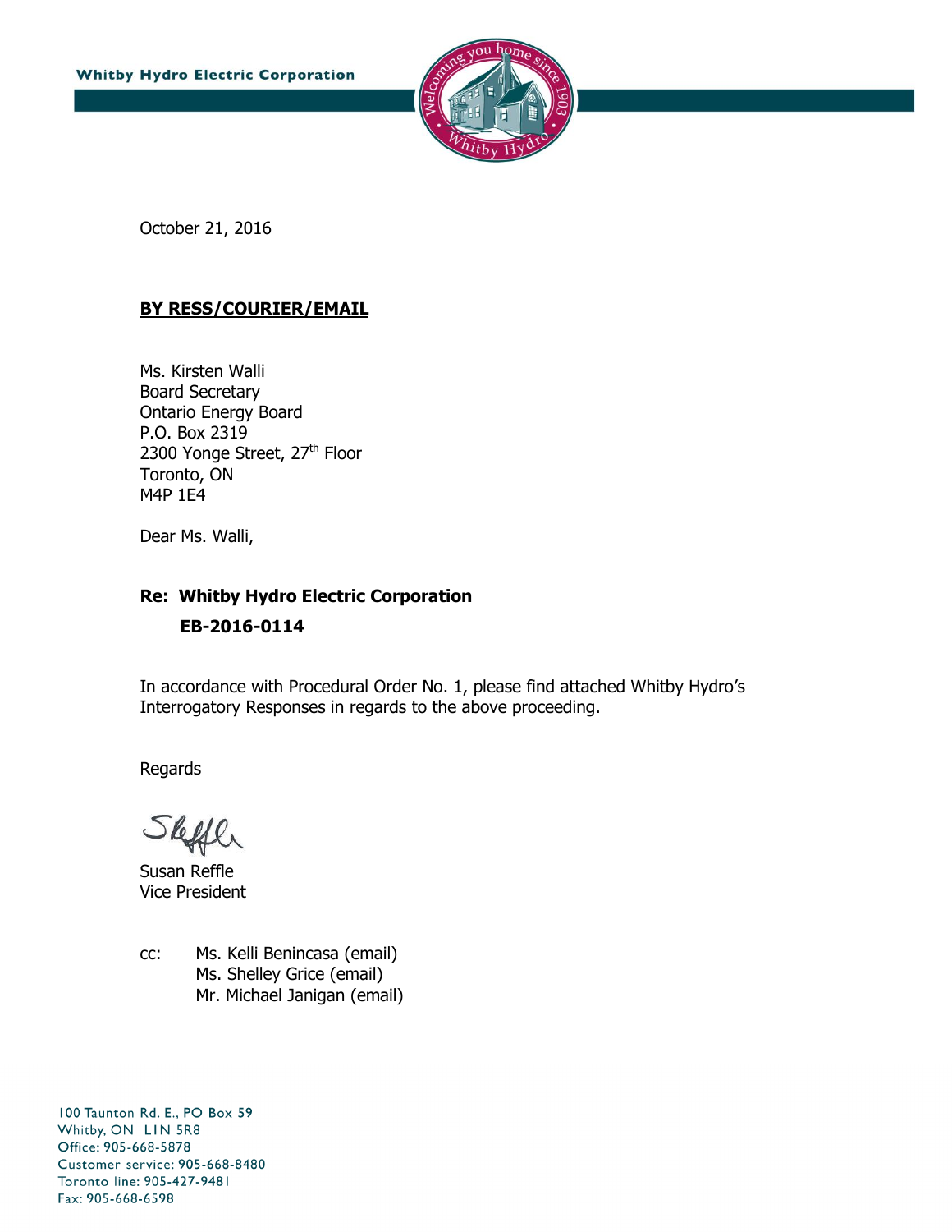Whitby Hydro Electric Corporation

October 21, 2016

**BY RESS/COURIER/EMAIL**

Ms. Kirsten Walli
Board Secretary
Ontario Energy Board
P.O. Box 2319
2300 Yonge Street, 27th Floor
Toronto, ON
M4P 1E4

Dear Ms. Walli,

**Re: Whitby Hydro Electric Corporation**
**EB-2016-0114**

In accordance with Procedural Order No. 1, please find attached Whitby Hydro's Interrogatory Responses in regards to the above proceeding.

Regards

Susan Reffle
Vice President

cc: Ms. Kelli Benincasa (email)
Ms. Shelley Grice (email)
Mr. Michael Janigan (email)

100 Taunton Rd. E., PO Box 59
Whitby, ON L1N 5R8
Office: 905-668-5878
Customer service: 905-668-8480
Toronto line: 905-427-9481
Fax: 905-668-6598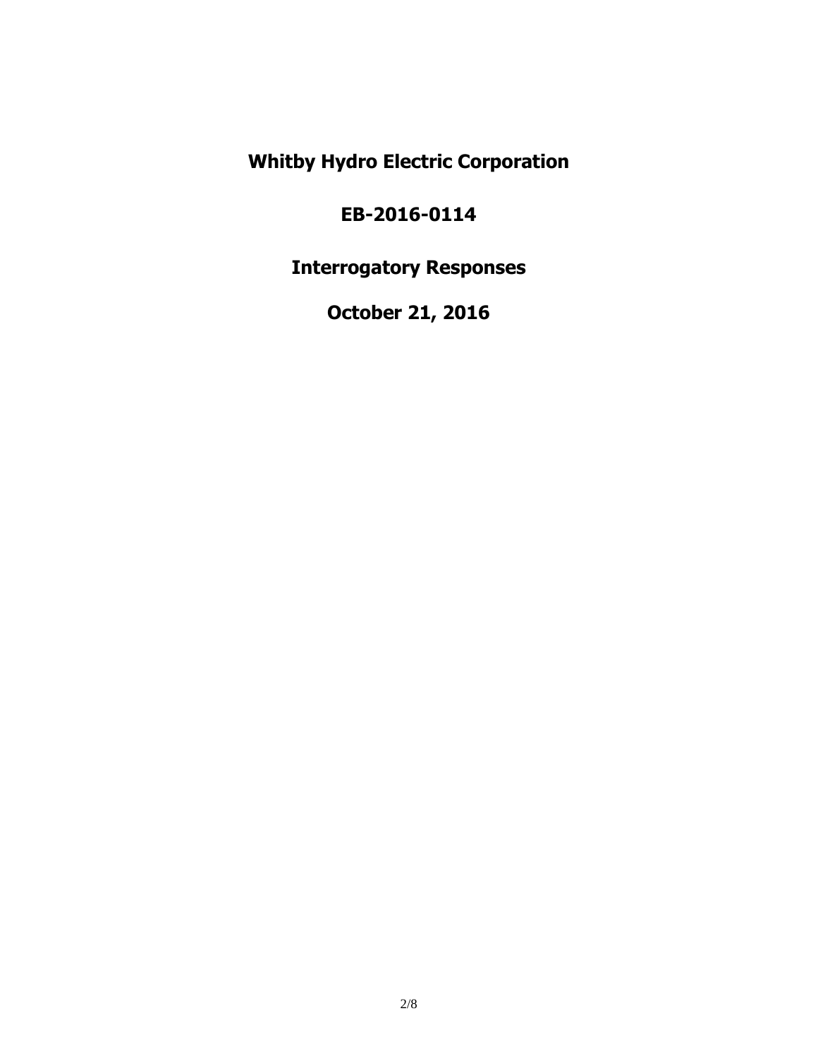# Whitby Hydro Electric Corporation

# EB-2016-0114

# Interrogatory Responses

# October 21, 2016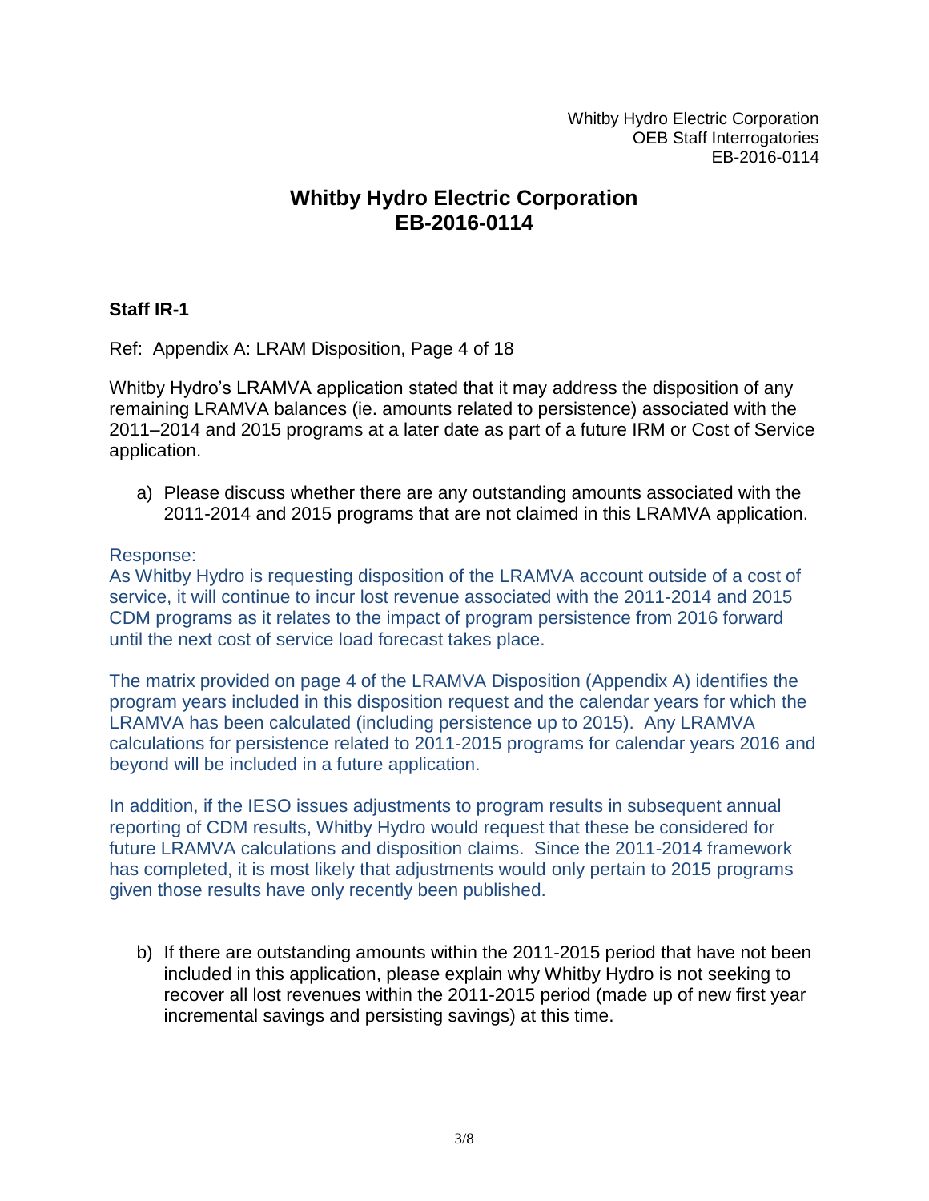# Whitby Hydro Electric Corporation
# EB-2016-0114

**Staff IR-1**

Ref: Appendix A: LRAM Disposition, Page 4 of 18

Whitby Hydro's LRAMVA application stated that it may address the disposition of any remaining LRAMVA balances (ie. amounts related to persistence) associated with the 2011–2014 and 2015 programs at a later date as part of a future IRM or Cost of Service application.

a) Please discuss whether there are any outstanding amounts associated with the 2011-2014 and 2015 programs that are not claimed in this LRAMVA application.

Response:
As Whitby Hydro is requesting disposition of the LRAMVA account outside of a cost of service, it will continue to incur lost revenue associated with the 2011-2014 and 2015 CDM programs as it relates to the impact of program persistence from 2016 forward until the next cost of service load forecast takes place.

The matrix provided on page 4 of the LRAMVA Disposition (Appendix A) identifies the program years included in this disposition request and the calendar years for which the LRAMVA has been calculated (including persistence up to 2015). Any LRAMVA calculations for persistence related to 2011-2015 programs for calendar years 2016 and beyond will be included in a future application.

In addition, if the IESO issues adjustments to program results in subsequent annual reporting of CDM results, Whitby Hydro would request that these be considered for future LRAMVA calculations and disposition claims. Since the 2011-2014 framework has completed, it is most likely that adjustments would only pertain to 2015 programs given those results have only recently been published.

b) If there are outstanding amounts within the 2011-2015 period that have not been included in this application, please explain why Whitby Hydro is not seeking to recover all lost revenues within the 2011-2015 period (made up of new first year incremental savings and persisting savings) at this time.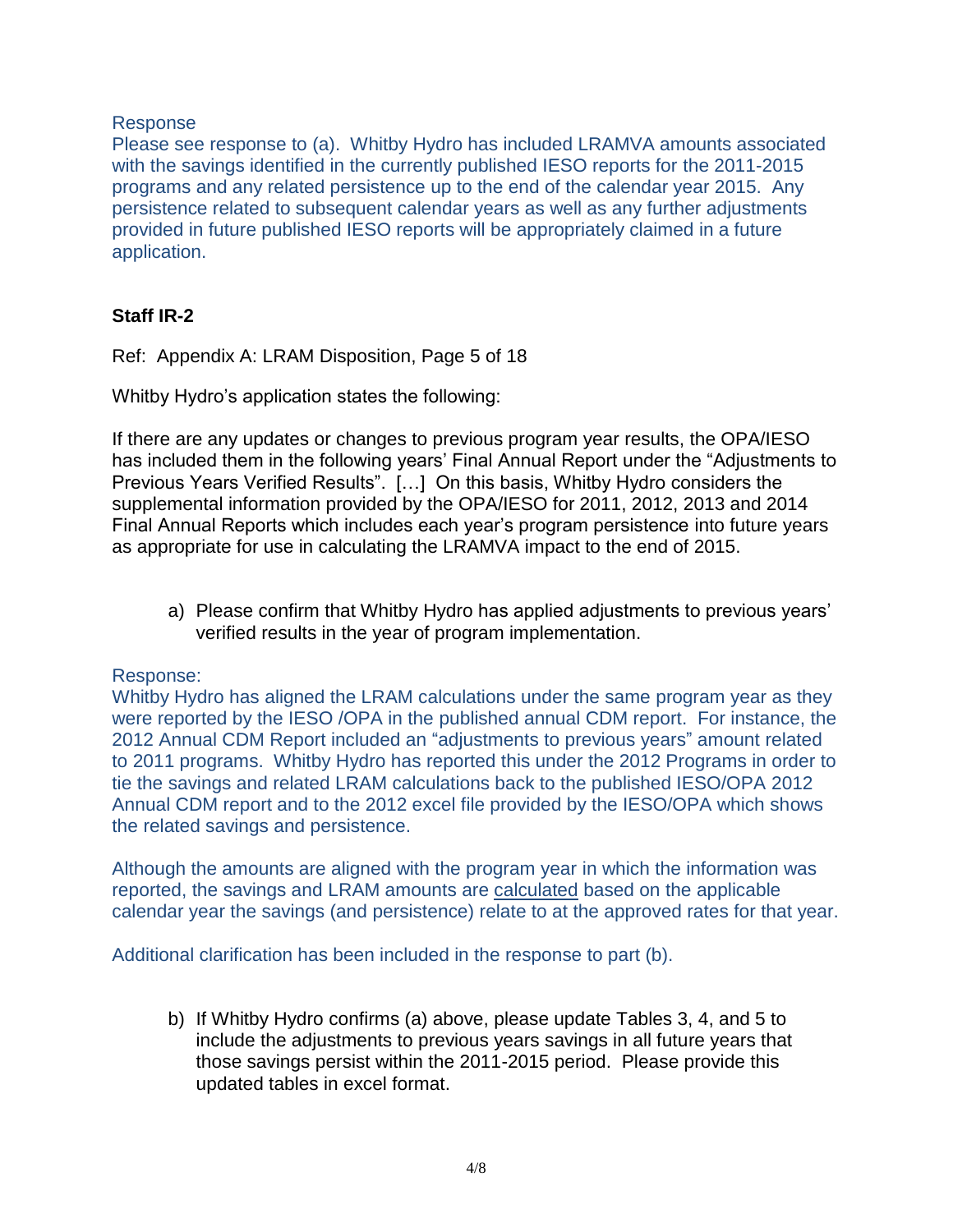Response

Please see response to (a). Whitby Hydro has included LRAMVA amounts associated with the savings identified in the currently published IESO reports for the 2011-2015 programs and any related persistence up to the end of the calendar year 2015. Any persistence related to subsequent calendar years as well as any further adjustments provided in future published IESO reports will be appropriately claimed in a future application.

**Staff IR-2**

Ref: Appendix A: LRAM Disposition, Page 5 of 18

Whitby Hydro's application states the following:

If there are any updates or changes to previous program year results, the OPA/IESO has included them in the following years' Final Annual Report under the "Adjustments to Previous Years Verified Results". […] On this basis, Whitby Hydro considers the supplemental information provided by the OPA/IESO for 2011, 2012, 2013 and 2014 Final Annual Reports which includes each year's program persistence into future years as appropriate for use in calculating the LRAMVA impact to the end of 2015.

a) Please confirm that Whitby Hydro has applied adjustments to previous years' verified results in the year of program implementation.

Response:

Whitby Hydro has aligned the LRAM calculations under the same program year as they were reported by the IESO /OPA in the published annual CDM report. For instance, the 2012 Annual CDM Report included an "adjustments to previous years" amount related to 2011 programs. Whitby Hydro has reported this under the 2012 Programs in order to tie the savings and related LRAM calculations back to the published IESO/OPA 2012 Annual CDM report and to the 2012 excel file provided by the IESO/OPA which shows the related savings and persistence.

Although the amounts are aligned with the program year in which the information was reported, the savings and LRAM amounts are calculated based on the applicable calendar year the savings (and persistence) relate to at the approved rates for that year.

Additional clarification has been included in the response to part (b).

b) If Whitby Hydro confirms (a) above, please update Tables 3, 4, and 5 to include the adjustments to previous years savings in all future years that those savings persist within the 2011-2015 period. Please provide this updated tables in excel format.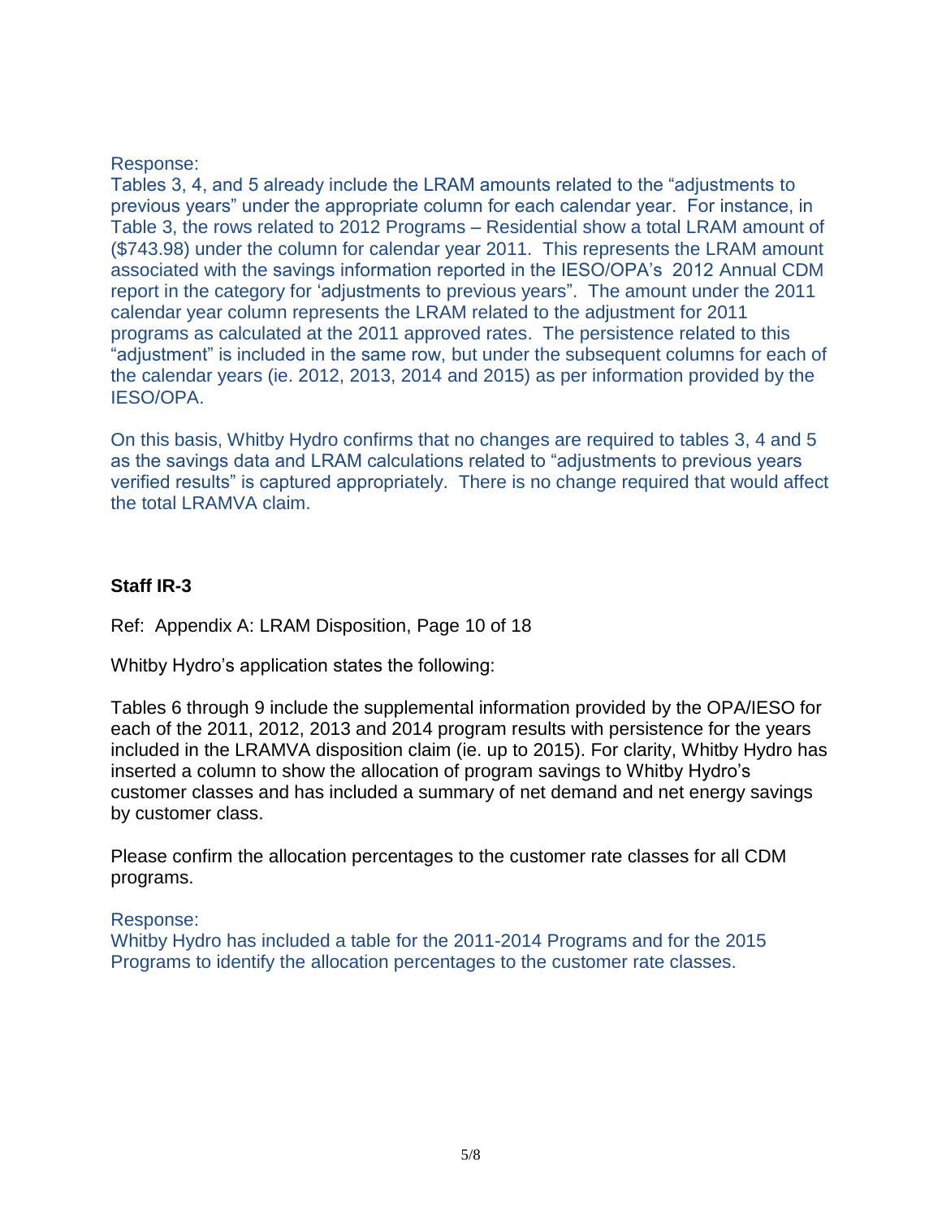Response:

Tables 3, 4, and 5 already include the LRAM amounts related to the "adjustments to previous years" under the appropriate column for each calendar year. For instance, in Table 3, the rows related to 2012 Programs – Residential show a total LRAM amount of ($743.98) under the column for calendar year 2011. This represents the LRAM amount associated with the savings information reported in the IESO/OPA's 2012 Annual CDM report in the category for 'adjustments to previous years". The amount under the 2011 calendar year column represents the LRAM related to the adjustment for 2011 programs as calculated at the 2011 approved rates. The persistence related to this "adjustment" is included in the same row, but under the subsequent columns for each of the calendar years (ie. 2012, 2013, 2014 and 2015) as per information provided by the IESO/OPA.

On this basis, Whitby Hydro confirms that no changes are required to tables 3, 4 and 5 as the savings data and LRAM calculations related to "adjustments to previous years verified results" is captured appropriately. There is no change required that would affect the total LRAMVA claim.

**Staff IR-3**

Ref: Appendix A: LRAM Disposition, Page 10 of 18

Whitby Hydro's application states the following:

Tables 6 through 9 include the supplemental information provided by the OPA/IESO for each of the 2011, 2012, 2013 and 2014 program results with persistence for the years included in the LRAMVA disposition claim (ie. up to 2015). For clarity, Whitby Hydro has inserted a column to show the allocation of program savings to Whitby Hydro's customer classes and has included a summary of net demand and net energy savings by customer class.

Please confirm the allocation percentages to the customer rate classes for all CDM programs.

Response:

Whitby Hydro has included a table for the 2011-2014 Programs and for the 2015 Programs to identify the allocation percentages to the customer rate classes.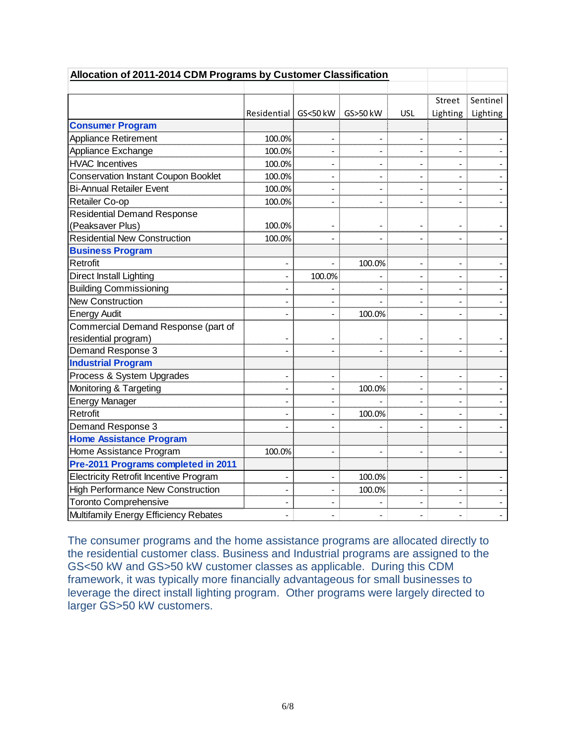**Allocation of 2011-2014 CDM Programs by Customer Classification**

| | Residential | GS<50 kW | GS>50 kW | USL | Street Lighting | Sentinel Lighting |
|---|---|---|---|---|---|---|
| **Consumer Program** | | | | | | |
| Appliance Retirement | 100.0% | - | - | - | - | - |
| Appliance Exchange | 100.0% | - | - | - | - | - |
| HVAC Incentives | 100.0% | - | - | - | - | - |
| Conservation Instant Coupon Booklet | 100.0% | - | - | - | - | - |
| Bi-Annual Retailer Event | 100.0% | - | - | - | - | - |
| Retailer Co-op | 100.0% | - | - | - | - | - |
| Residential Demand Response (Peaksaver Plus) | 100.0% | - | - | - | - | - |
| Residential New Construction | 100.0% | - | - | - | - | - |
| **Business Program** | | | | | | |
| Retrofit | - | - | 100.0% | - | - | - |
| Direct Install Lighting | - | 100.0% | - | - | - | - |
| Building Commissioning | - | - | - | - | - | - |
| New Construction | - | - | - | - | - | - |
| Energy Audit | - | - | 100.0% | - | - | - |
| Commercial Demand Response (part of residential program) | - | - | - | - | - | - |
| Demand Response 3 | - | - | - | - | - | - |
| **Industrial Program** | | | | | | |
| Process & System Upgrades | - | - | - | - | - | - |
| Monitoring & Targeting | - | - | 100.0% | - | - | - |
| Energy Manager | - | - | - | - | - | - |
| Retrofit | - | - | 100.0% | - | - | - |
| Demand Response 3 | - | - | - | - | - | - |
| **Home Assistance Program** | | | | | | |
| Home Assistance Program | 100.0% | - | - | - | - | - |
| **Pre-2011 Programs completed in 2011** | | | | | | |
| Electricity Retrofit Incentive Program | - | - | 100.0% | - | - | - |
| High Performance New Construction | - | - | 100.0% | - | - | - |
| Toronto Comprehensive | - | - | - | - | - | - |
| Multifamily Energy Efficiency Rebates | - | - | - | - | - | - |

The consumer programs and the home assistance programs are allocated directly to the residential customer class. Business and Industrial programs are assigned to the GS<50 kW and GS>50 kW customer classes as applicable. During this CDM framework, it was typically more financially advantageous for small businesses to leverage the direct install lighting program. Other programs were largely directed to larger GS>50 kW customers.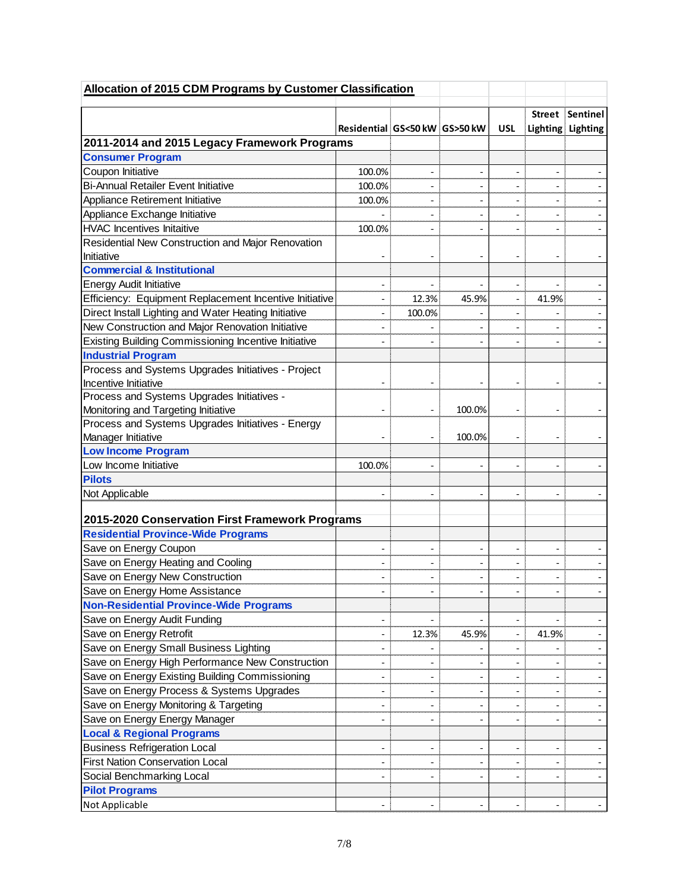| Allocation of 2015 CDM Programs by Customer Classification | Residential | GS<50 kW | GS>50 kW | USL | Street Lighting | Sentinel Lighting |
|---|---|---|---|---|---|---|
| **2011-2014 and 2015 Legacy Framework Programs** | | | | | | |
| **Consumer Program** | | | | | | |
| Coupon Initiative | 100.0% | - | - | - | - | - |
| Bi-Annual Retailer Event Initiative | 100.0% | - | - | - | - | - |
| Appliance Retirement Initiative | 100.0% | - | - | - | - | - |
| Appliance Exchange Initiative | - | - | - | - | - | - |
| HVAC Incentives Initaitive | 100.0% | - | - | - | - | - |
| Residential New Construction and Major Renovation Initiative | - | - | - | - | - | - |
| **Commercial & Institutional** | | | | | | |
| Energy Audit Initiative | - | - | - | - | - | - |
| Efficiency: Equipment Replacement Incentive Initiative | - | 12.3% | 45.9% | - | 41.9% | - |
| Direct Install Lighting and Water Heating Initiative | - | 100.0% | - | - | - | - |
| New Construction and Major Renovation Initiative | - | - | - | - | - | - |
| Existing Building Commissioning Incentive Initiative | - | - | - | - | - | - |
| **Industrial Program** | | | | | | |
| Process and Systems Upgrades Initiatives - Project Incentive Initiative | - | - | - | - | - | - |
| Process and Systems Upgrades Initiatives - Monitoring and Targeting Initiative | - | - | 100.0% | - | - | - |
| Process and Systems Upgrades Initiatives - Energy Manager Initiative | - | - | 100.0% | - | - | - |
| **Low Income Program** | | | | | | |
| Low Income Initiative | 100.0% | - | - | - | - | - |
| **Pilots** | | | | | | |
| Not Applicable | - | - | - | - | - | - |
| | | | | | | |
| **2015-2020 Conservation First Framework Programs** | | | | | | |
| **Residential Province-Wide Programs** | | | | | | |
| Save on Energy Coupon | - | - | - | - | - | - |
| Save on Energy Heating and Cooling | - | - | - | - | - | - |
| Save on Energy New Construction | - | - | - | - | - | - |
| Save on Energy Home Assistance | - | - | - | - | - | - |
| **Non-Residential Province-Wide Programs** | | | | | | |
| Save on Energy Audit Funding | - | - | - | - | - | - |
| Save on Energy Retrofit | - | 12.3% | 45.9% | - | 41.9% | - |
| Save on Energy Small Business Lighting | - | - | - | - | - | - |
| Save on Energy High Performance New Construction | - | - | - | - | - | - |
| Save on Energy Existing Building Commissioning | - | - | - | - | - | - |
| Save on Energy Process & Systems Upgrades | - | - | - | - | - | - |
| Save on Energy Monitoring & Targeting | - | - | - | - | - | - |
| Save on Energy Energy Manager | - | - | - | - | - | - |
| **Local & Regional Programs** | | | | | | |
| Business Refrigeration Local | - | - | - | - | - | - |
| First Nation Conservation Local | - | - | - | - | - | - |
| Social Benchmarking Local | - | - | - | - | - | - |
| **Pilot Programs** | | | | | | |
| Not Applicable | - | - | - | - | - | - |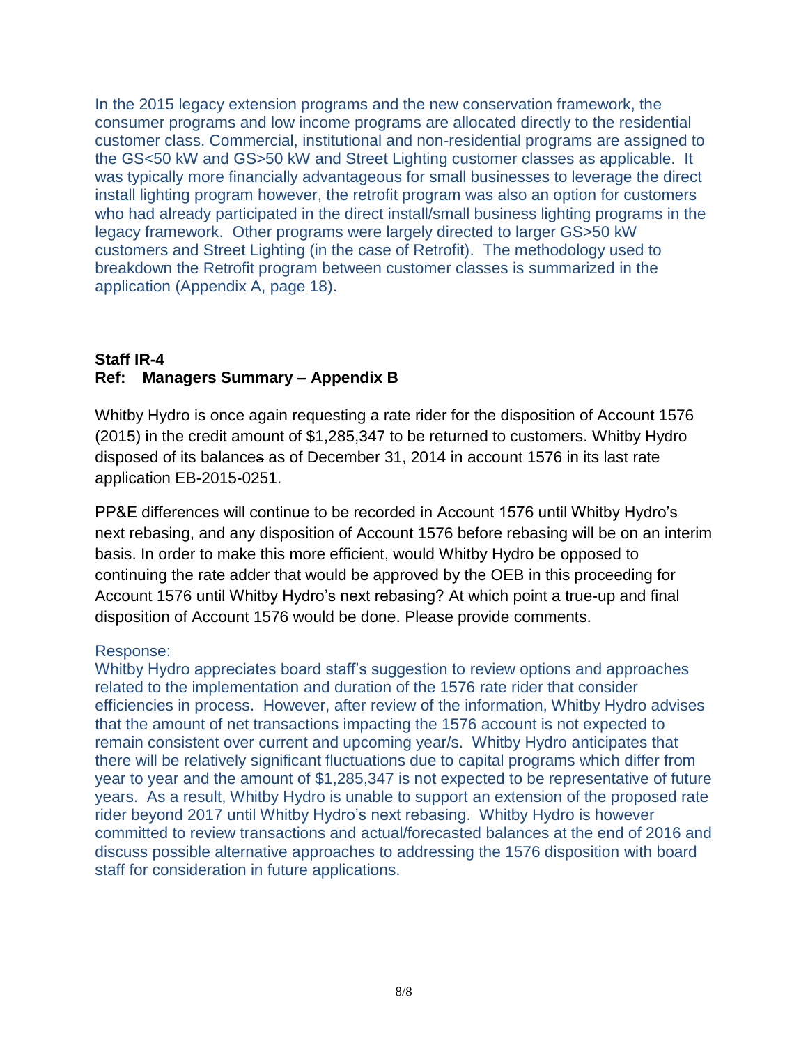In the 2015 legacy extension programs and the new conservation framework, the consumer programs and low income programs are allocated directly to the residential customer class. Commercial, institutional and non-residential programs are assigned to the GS<50 kW and GS>50 kW and Street Lighting customer classes as applicable. It was typically more financially advantageous for small businesses to leverage the direct install lighting program however, the retrofit program was also an option for customers who had already participated in the direct install/small business lighting programs in the legacy framework. Other programs were largely directed to larger GS>50 kW customers and Street Lighting (in the case of Retrofit). The methodology used to breakdown the Retrofit program between customer classes is summarized in the application (Appendix A, page 18).

**Staff IR-4**
**Ref: Managers Summary – Appendix B**

Whitby Hydro is once again requesting a rate rider for the disposition of Account 1576 (2015) in the credit amount of $1,285,347 to be returned to customers. Whitby Hydro disposed of its balances as of December 31, 2014 in account 1576 in its last rate application EB-2015-0251.

PP&E differences will continue to be recorded in Account 1576 until Whitby Hydro's next rebasing, and any disposition of Account 1576 before rebasing will be on an interim basis. In order to make this more efficient, would Whitby Hydro be opposed to continuing the rate adder that would be approved by the OEB in this proceeding for Account 1576 until Whitby Hydro's next rebasing? At which point a true-up and final disposition of Account 1576 would be done. Please provide comments.

Response:
Whitby Hydro appreciates board staff's suggestion to review options and approaches related to the implementation and duration of the 1576 rate rider that consider efficiencies in process. However, after review of the information, Whitby Hydro advises that the amount of net transactions impacting the 1576 account is not expected to remain consistent over current and upcoming year/s. Whitby Hydro anticipates that there will be relatively significant fluctuations due to capital programs which differ from year to year and the amount of $1,285,347 is not expected to be representative of future years. As a result, Whitby Hydro is unable to support an extension of the proposed rate rider beyond 2017 until Whitby Hydro's next rebasing. Whitby Hydro is however committed to review transactions and actual/forecasted balances at the end of 2016 and discuss possible alternative approaches to addressing the 1576 disposition with board staff for consideration in future applications.